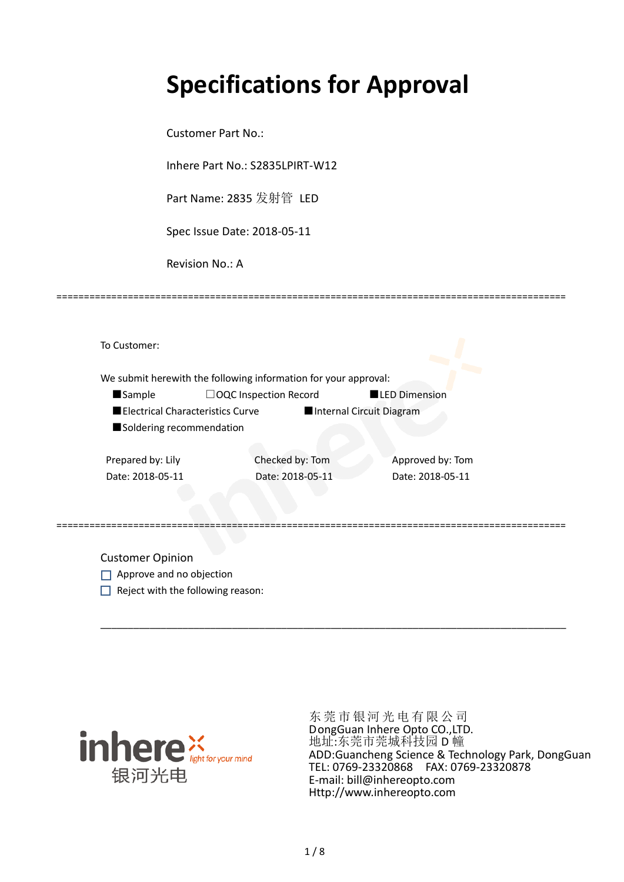# Specifications for Approval

Customer Part No.:

Inhere Part No.: S2835LPIRT-W12

Part Name: 2835 发射管 LED

Spec Issue Date: 2018-05-11

Revision No.: A

==========================================================================================

To Customer:

We submit herewith the following information for your approval:

■Sample ☐OQC Inspection Record ■LED Dimension

■Electrical Characteristics Curve ■Internal Circuit Diagram

■Soldering recommendation

| Prepared by: Lily | Checked by: Tom | Approved by: Tom |
|---|---|---|
| Date: 2018-05-11 | Date: 2018-05-11 | Date: 2018-05-11 |

==========================================================================================

Customer Opinion

☐ Approve and no objection

☐ Reject with the following reason:

___________________________________________________________________________

inhere light for your mind 银河光电

东莞市银河光电有限公司
DongGuan Inhere Opto CO.,LTD.
地址:东莞市莞城科技园 D 幢
ADD:Guancheng Science & Technology Park, DongGuan
TEL: 0769-23320868 FAX: 0769-23320878
E-mail: bill@inhereopto.com
Http://www.inhereopto.com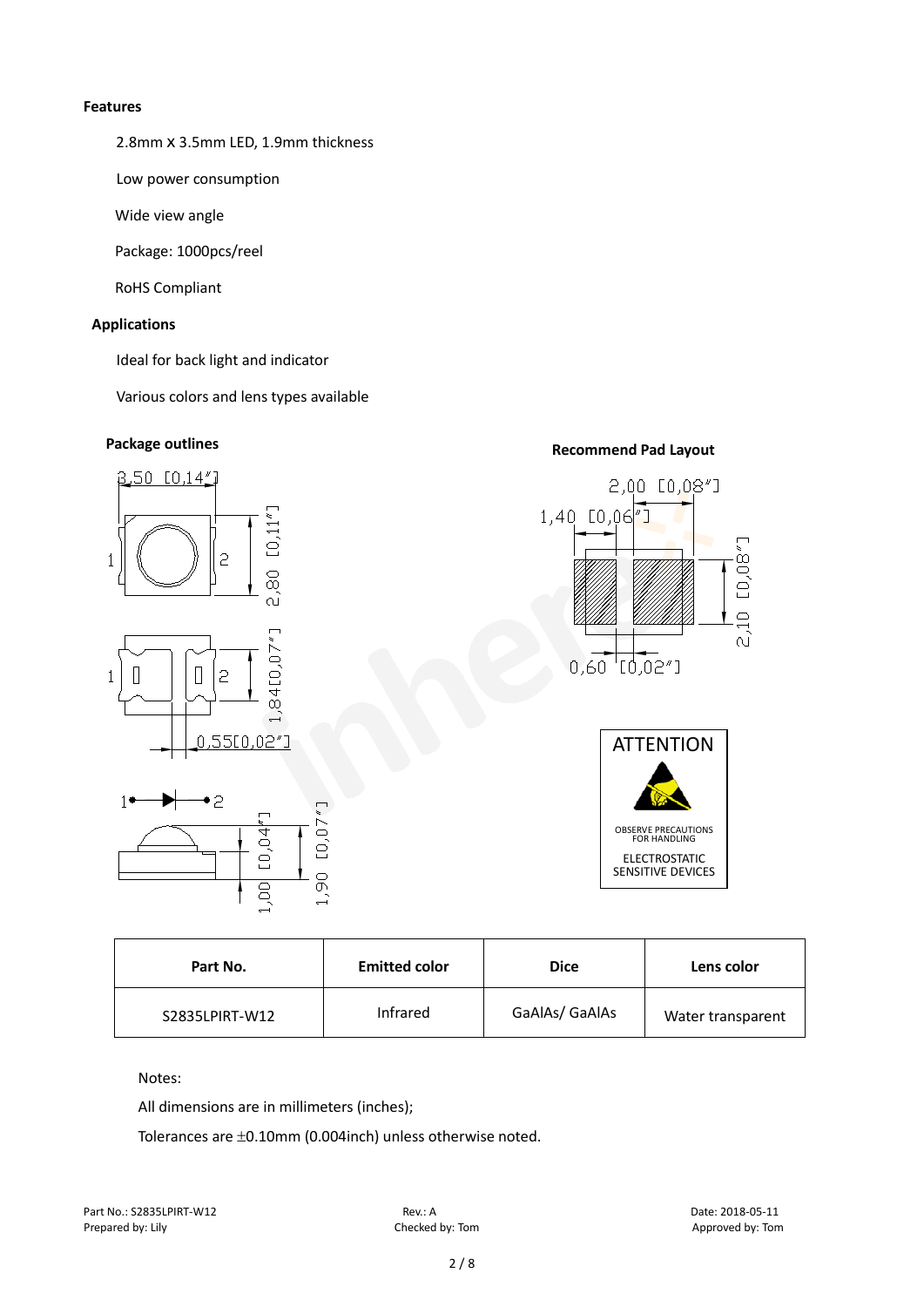### Features

2.8mm X 3.5mm LED, 1.9mm thickness

Low power consumption

Wide view angle

Package: 1000pcs/reel

RoHS Compliant

### Applications

Ideal for back light and indicator

Various colors and lens types available

### Package outlines

3,50 [0,14″]

2,80 [0,11″]

1,84[0,07″]

0,55[0,02″]

1,00 [0,04″]

1,90 [0,07″]

### Recommend Pad Layout

2,00 [0,08″]

1,40 [0,06″]

2,10 [0,08″]

0,60 [0,02″]

ATTENTION

OBSERVE PRECAUTIONS FOR HANDLING

ELECTROSTATIC SENSITIVE DEVICES

| Part No. | Emitted color | Dice | Lens color |
|---|---|---|---|
| S2835LPIRT-W12 | Infrared | GaAlAs/ GaAlAs | Water transparent |

Notes:

All dimensions are in millimeters (inches);

Tolerances are ±0.10mm (0.004inch) unless otherwise noted.

Part No.: S2835LPIRT-W12　　Rev.: A　　Date: 2018-05-11

Prepared by: Lily　　Checked by: Tom　　Approved by: Tom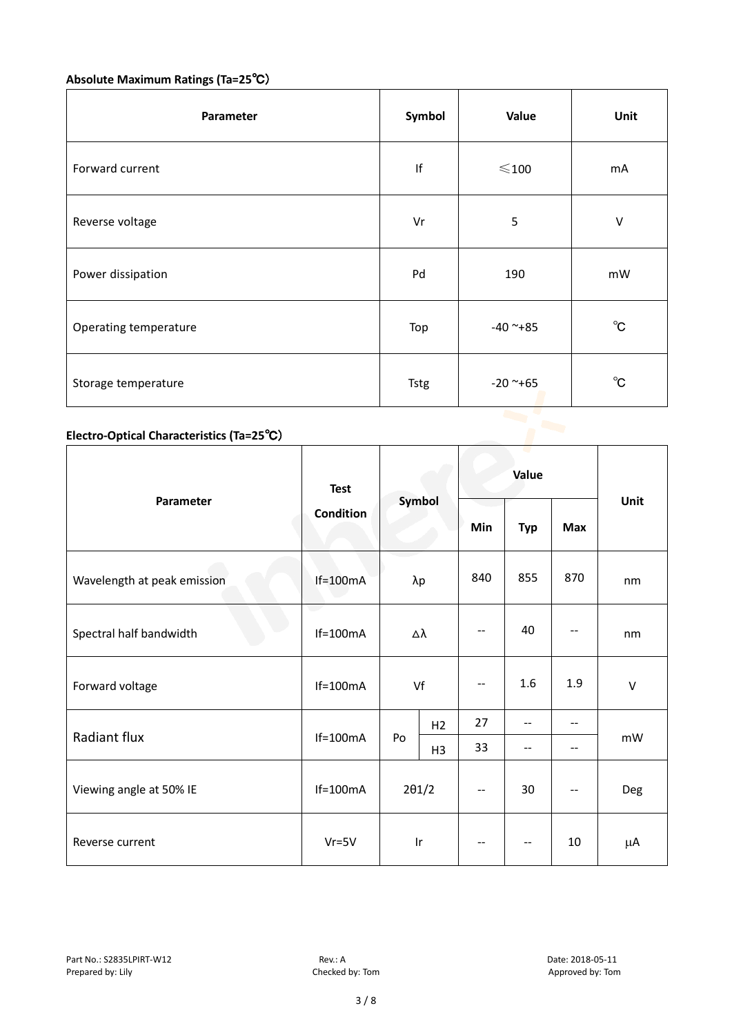**Absolute Maximum Ratings (Ta=25℃)**

| Parameter | Symbol | Value | Unit |
|---|---|---|---|
| Forward current | If | ≤100 | mA |
| Reverse voltage | Vr | 5 | V |
| Power dissipation | Pd | 190 | mW |
| Operating temperature | Top | -40 ~+85 | ℃ |
| Storage temperature | Tstg | -20 ~+65 | ℃ |

**Electro-Optical Characteristics (Ta=25℃)**

| Parameter | Test Condition | Symbol | | Value | | | Unit |
|---|---|---|---|---|---|---|---|
| | | | | Min | Typ | Max | |
| Wavelength at peak emission | If=100mA | λp | | 840 | 855 | 870 | nm |
| Spectral half bandwidth | If=100mA | Δλ | | -- | 40 | -- | nm |
| Forward voltage | If=100mA | Vf | | -- | 1.6 | 1.9 | V |
| Radiant flux | If=100mA | Po | H2 | 27 | -- | -- | mW |
| | | | H3 | 33 | -- | -- | |
| Viewing angle at 50% IE | If=100mA | 2θ1/2 | | -- | 30 | -- | Deg |
| Reverse current | Vr=5V | Ir | | -- | -- | 10 | μA |

Part No.: S2835LPIRT-W12 Rev.: A Date: 2018-05-11
Prepared by: Lily Checked by: Tom Approved by: Tom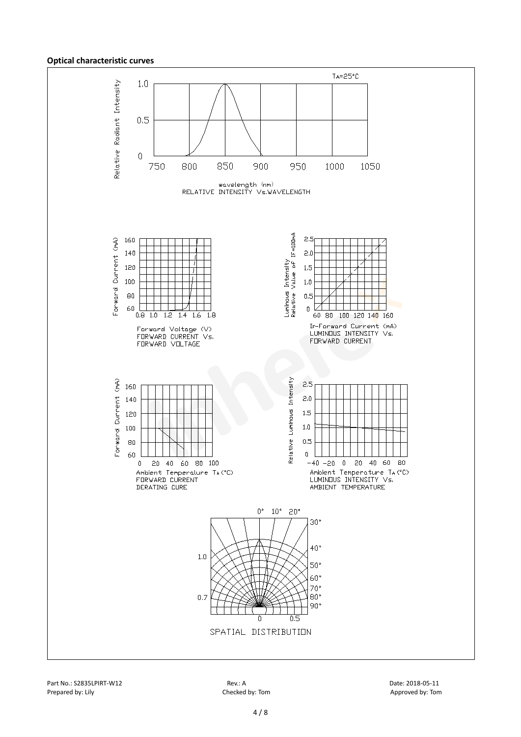**Optical characteristic curves**

$T_A$=25°C

Relative Radiant Intensity

1.0

0.5

0

750 800 850 900 950 1000 1050

wavelength (nm)
RELATIVE INTENSITY Vs.WAVELENGTH

Forward Current (mA)

160 140 120 100 80 60

0.8 1.0 1.2 1.4 1.6 1.8

Forward Voltage (V)
FORWARD CURRENT Vs.
FORWARD VOLTAGE

Luminous Intensity
Relative Value of IF=100mA

2.5 2.0 1.5 1.0 0.5 0

60 80 100 120 140 160

IF-Forward Current (mA)
LUMINOUS INTENSITY Vs.
FORWARD CURRENT

Forward Current (mA)

160 140 120 100 80 60

0 20 40 60 80 100

Ambient Temperature $T_A$(°C)
FORWARD CURRENT
DERATING CURE

Relative Luminous Intensity

2.5 2.0 1.5 1.0 0.5 0

−40 −20 0 20 40 60 80

Ambient Temperature $T_A$(°C)
LUMINOUS INTENSITY Vs.
AMBIENT TEMPERATURE

0° 10° 20° 30° 40° 50° 60° 70° 80° 90°

1.0

0.7

0 0.5

SPATIAL DISTRIBUTION

Part No.: S2835LPIRT-W12 Rev.: A Date: 2018-05-11
Prepared by: Lily Checked by: Tom Approved by: Tom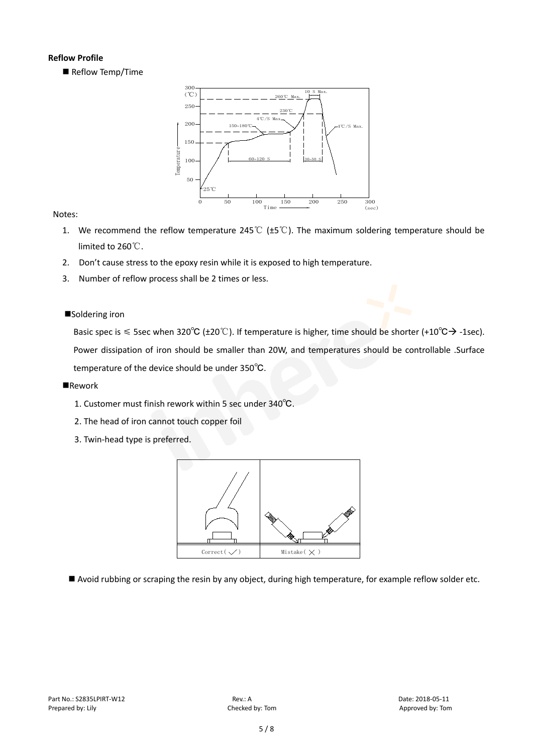**Reflow Profile**

■ Reflow Temp/Time

Notes:

1. We recommend the reflow temperature 245℃ (±5℃). The maximum soldering temperature should be limited to 260℃.
2. Don't cause stress to the epoxy resin while it is exposed to high temperature.
3. Number of reflow process shall be 2 times or less.

■Soldering iron

Basic spec is ≤ 5sec when 320℃ (±20℃). If temperature is higher, time should be shorter (+10℃→ -1sec). Power dissipation of iron should be smaller than 20W, and temperatures should be controllable .Surface temperature of the device should be under 350℃.

■Rework

1. Customer must finish rework within 5 sec under 340℃.
2. The head of iron cannot touch copper foil
3. Twin-head type is preferred.

■ Avoid rubbing or scraping the resin by any object, during high temperature, for example reflow solder etc.

Part No.: S2835LPIRT-W12 Rev.: A Date: 2018-05-11
Prepared by: Lily Checked by: Tom Approved by: Tom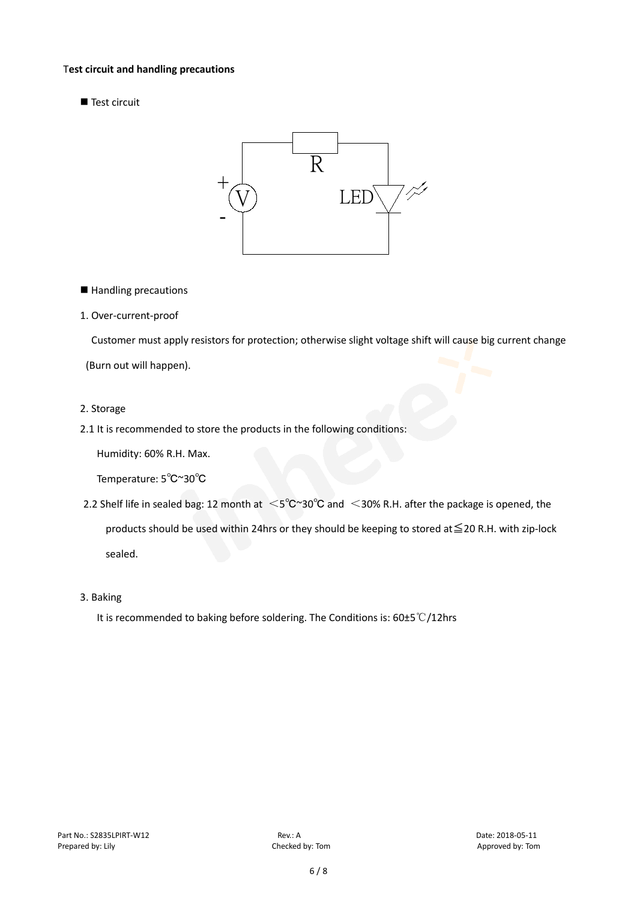**Test circuit and handling precautions**

■ Test circuit

■ Handling precautions

1. Over-current-proof

Customer must apply resistors for protection; otherwise slight voltage shift will cause big current change (Burn out will happen).

2. Storage

2.1 It is recommended to store the products in the following conditions:

Humidity: 60% R.H. Max.

Temperature: 5℃~30℃

2.2 Shelf life in sealed bag: 12 month at ＜5℃~30℃ and ＜30% R.H. after the package is opened, the products should be used within 24hrs or they should be keeping to stored at≦20 R.H. with zip-lock sealed.

3. Baking

It is recommended to baking before soldering. The Conditions is: 60±5℃/12hrs

Part No.: S2835LPIRT-W12 Rev.: A Date: 2018-05-11
Prepared by: Lily Checked by: Tom Approved by: Tom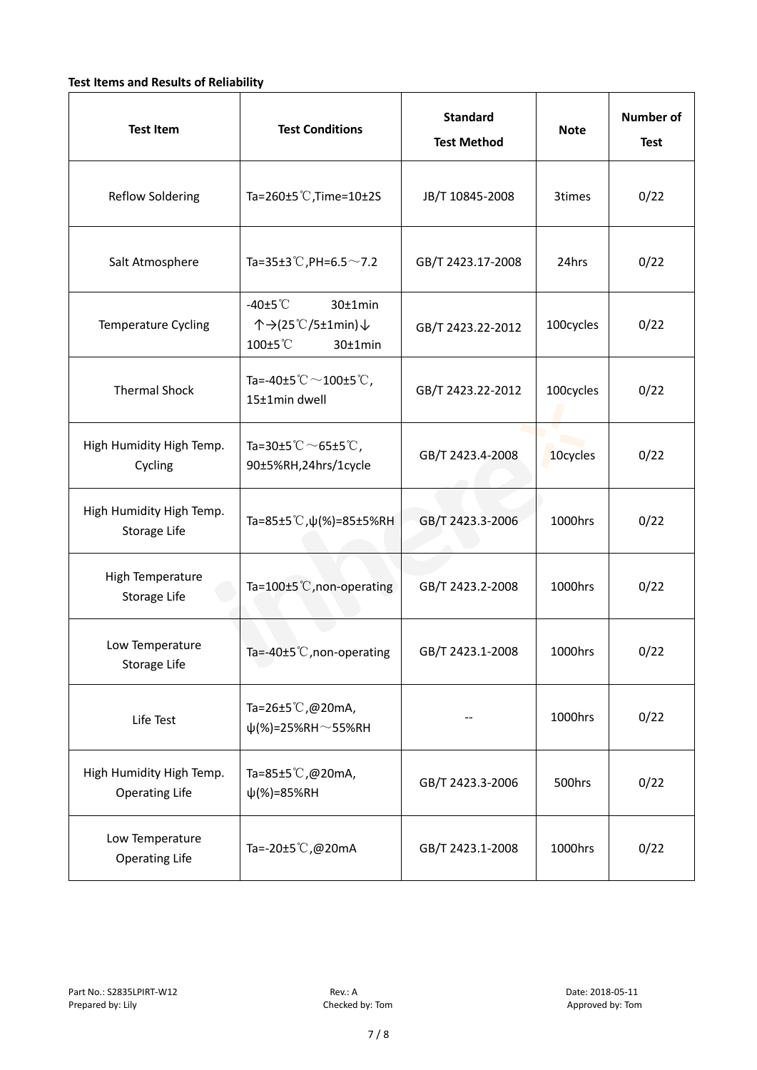**Test Items and Results of Reliability**

| Test Item | Test Conditions | Standard Test Method | Note | Number of Test |
|---|---|---|---|---|
| Reflow Soldering | Ta=260±5℃,Time=10±2S | JB/T 10845-2008 | 3times | 0/22 |
| Salt Atmosphere | Ta=35±3℃,PH=6.5～7.2 | GB/T 2423.17-2008 | 24hrs | 0/22 |
| Temperature Cycling | -40±5℃ 30±1min ↑→(25℃/5±1min)↓ 100±5℃ 30±1min | GB/T 2423.22-2012 | 100cycles | 0/22 |
| Thermal Shock | Ta=-40±5℃～100±5℃, 15±1min dwell | GB/T 2423.22-2012 | 100cycles | 0/22 |
| High Humidity High Temp. Cycling | Ta=30±5℃～65±5℃, 90±5%RH,24hrs/1cycle | GB/T 2423.4-2008 | 10cycles | 0/22 |
| High Humidity High Temp. Storage Life | Ta=85±5℃,ψ(%)=85±5%RH | GB/T 2423.3-2006 | 1000hrs | 0/22 |
| High Temperature Storage Life | Ta=100±5℃,non-operating | GB/T 2423.2-2008 | 1000hrs | 0/22 |
| Low Temperature Storage Life | Ta=-40±5℃,non-operating | GB/T 2423.1-2008 | 1000hrs | 0/22 |
| Life Test | Ta=26±5℃,@20mA, ψ(%)=25%RH～55%RH | -- | 1000hrs | 0/22 |
| High Humidity High Temp. Operating Life | Ta=85±5℃,@20mA, ψ(%)=85%RH | GB/T 2423.3-2006 | 500hrs | 0/22 |
| Low Temperature Operating Life | Ta=-20±5℃,@20mA | GB/T 2423.1-2008 | 1000hrs | 0/22 |

Part No.: S2835LPIRT-W12 Rev.: A Date: 2018-05-11
Prepared by: Lily Checked by: Tom Approved by: Tom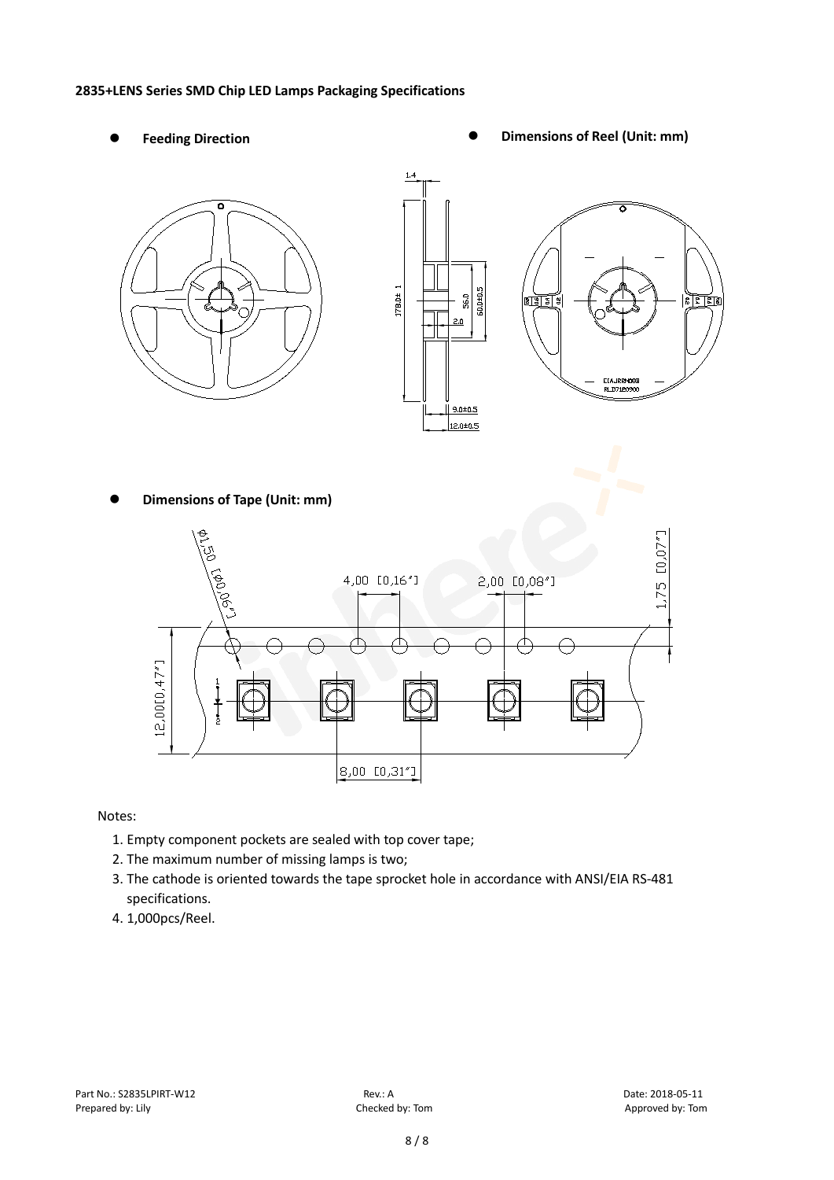**2835+LENS Series SMD Chip LED Lamps Packaging Specifications**

- **Feeding Direction**
- **Dimensions of Reel (Unit: mm)**

1.4

178.0± 1

56.0

60.0±0.5

2.0

9.0±0.5

12.0±0.5

EIAJRRM08B
RLD7120900

- **Dimensions of Tape (Unit: mm)**

Ø1.50 [Ø0.06"]

4.00 [0.16"]

2.00 [0.08"]

1.75 [0.07"]

12.00[0.47"]

8.00 [0.31"]

Notes:

1. Empty component pockets are sealed with top cover tape;
2. The maximum number of missing lamps is two;
3. The cathode is oriented towards the tape sprocket hole in accordance with ANSI/EIA RS-481 specifications.
4. 1,000pcs/Reel.

Part No.: S2835LPIRT-W12 Rev.: A Date: 2018-05-11
Prepared by: Lily Checked by: Tom Approved by: Tom